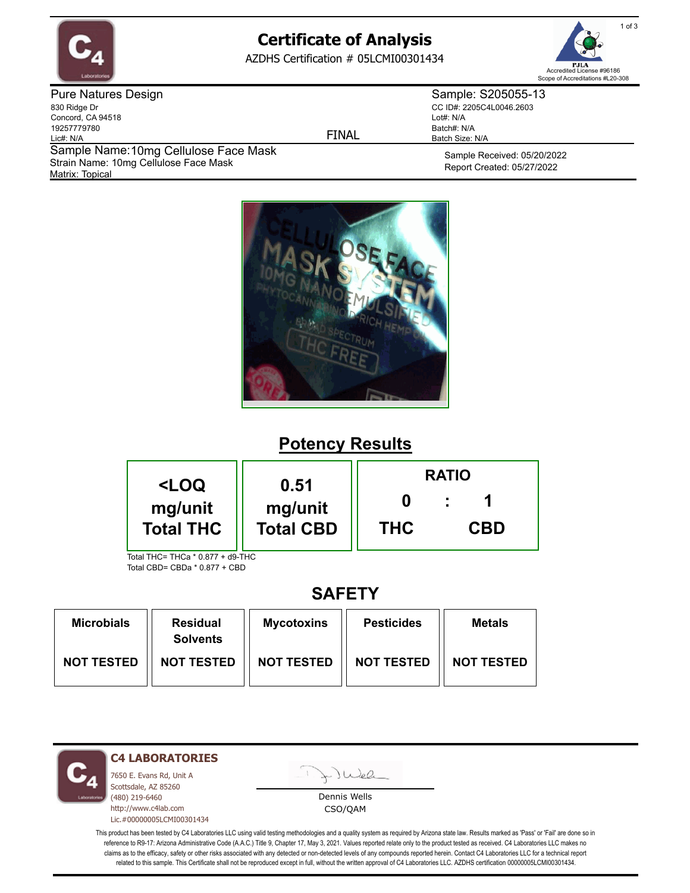# Certificate of Analysis

AZDHS Certification # 05LCMI00301434

PJLA Accredited License #96186
Scope of Accreditations #L20-308

**Pure Natures Design**
830 Ridge Dr
Concord, CA 94518
19257779780
Lic#: N/A

FINAL

**Sample: S205055-13**
CC ID#: 2205C4L0046.2603
Lot#: N/A
Batch#: N/A
Batch Size: N/A

Sample Name: 10mg Cellulose Face Mask
Strain Name: 10mg Cellulose Face Mask
Matrix: Topical

Sample Received: 05/20/2022
Report Created: 05/27/2022

## Potency Results

| <LOQ mg/unit Total THC | 0.51 mg/unit Total CBD | RATIO 0 : 1 THC : CBD |
|---|---|---|

Total THC= THCa * 0.877 + d9-THC
Total CBD= CBDa * 0.877 + CBD

## SAFETY

| Microbials | Residual Solvents | Mycotoxins | Pesticides | Metals |
|---|---|---|---|---|
| NOT TESTED | NOT TESTED | NOT TESTED | NOT TESTED | NOT TESTED |

**C4 LABORATORIES**
7650 E. Evans Rd, Unit A
Scottsdale, AZ 85260
(480) 219-6460
http://www.c4lab.com
Lic.#00000005LCMI00301434

Dennis Wells
CSO/QAM

This product has been tested by C4 Laboratories LLC using valid testing methodologies and a quality system as required by Arizona state law. Results marked as 'Pass' or 'Fail' are done so in reference to R9-17: Arizona Administrative Code (A.A.C.) Title 9, Chapter 17, May 3, 2021. Values reported relate only to the product tested as received. C4 Laboratories LLC makes no claims as to the efficacy, safety or other risks associated with any detected or non-detected levels of any compounds reported herein. Contact C4 Laboratories LLC for a technical report related to this sample. This Certificate shall not be reproduced except in full, without the written approval of C4 Laboratories LLC. AZDHS certification 00000005LCMI00301434.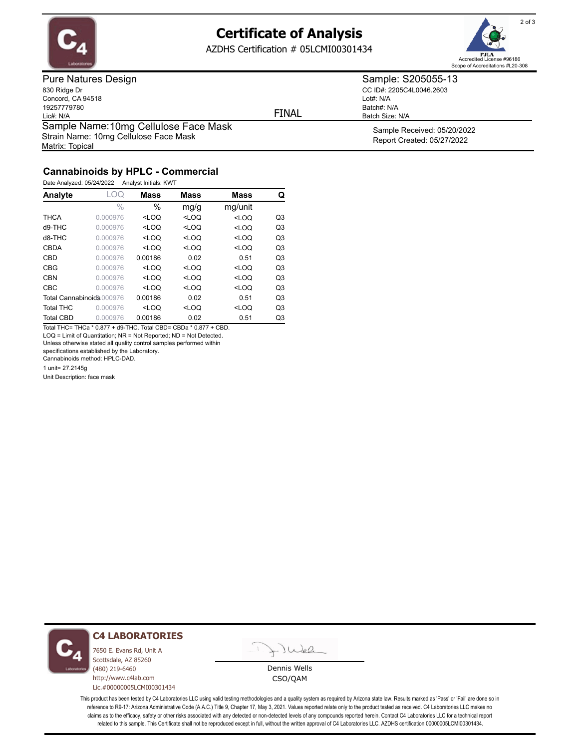# Certificate of Analysis

AZDHS Certification # 05LCMI00301434

PJLA
Accredited License #96186
Scope of Accreditations #L20-308

**Pure Natures Design**
830 Ridge Dr
Concord, CA 94518
19257779780
Lic#: N/A

FINAL

**Sample: S205055-13**
CC ID#: 2205C4L0046.2603
Lot#: N/A
Batch#: N/A
Batch Size: N/A

Sample Name:10mg Cellulose Face Mask
Strain Name: 10mg Cellulose Face Mask
Matrix: Topical

Sample Received: 05/20/2022
Report Created: 05/27/2022

## Cannabinoids by HPLC - Commercial

Date Analyzed: 05/24/2022 Analyst Initials: KWT

| Analyte | LOQ | Mass | Mass | Mass | Q |
|---|---|---|---|---|---|
| | % | % | mg/g | mg/unit | |
| THCA | 0.000976 | <LOQ | <LOQ | <LOQ | Q3 |
| d9-THC | 0.000976 | <LOQ | <LOQ | <LOQ | Q3 |
| d8-THC | 0.000976 | <LOQ | <LOQ | <LOQ | Q3 |
| CBDA | 0.000976 | <LOQ | <LOQ | <LOQ | Q3 |
| CBD | 0.000976 | 0.00186 | 0.02 | 0.51 | Q3 |
| CBG | 0.000976 | <LOQ | <LOQ | <LOQ | Q3 |
| CBN | 0.000976 | <LOQ | <LOQ | <LOQ | Q3 |
| CBC | 0.000976 | <LOQ | <LOQ | <LOQ | Q3 |
| Total Cannabinoids | 0.000976 | 0.00186 | 0.02 | 0.51 | Q3 |
| Total THC | 0.000976 | <LOQ | <LOQ | <LOQ | Q3 |
| Total CBD | 0.000976 | 0.00186 | 0.02 | 0.51 | Q3 |

Total THC= THCa * 0.877 + d9-THC. Total CBD= CBDa * 0.877 + CBD.
LOQ = Limit of Quantitation; NR = Not Reported; ND = Not Detected.
Unless otherwise stated all quality control samples performed within specifications established by the Laboratory.
Cannabinoids method: HPLC-DAD.

1 unit= 27.2145g

Unit Description: face mask

**C4 LABORATORIES**
7650 E. Evans Rd, Unit A
Scottsdale, AZ 85260
(480) 219-6460
http://www.c4lab.com
Lic.#00000005LCMI00301434

Dennis Wells
CSO/QAM

This product has been tested by C4 Laboratories LLC using valid testing methodologies and a quality system as required by Arizona state law. Results marked as 'Pass' or 'Fail' are done so in reference to R9-17: Arizona Administrative Code (A.A.C.) Title 9, Chapter 17, May 3, 2021. Values reported relate only to the product tested as received. C4 Laboratories LLC makes no claims as to the efficacy, safety or other risks associated with any detected or non-detected levels of any compounds reported herein. Contact C4 Laboratories LLC for a technical report related to this sample. This Certificate shall not be reproduced except in full, without the written approval of C4 Laboratories LLC. AZDHS certification 00000005LCMI00301434.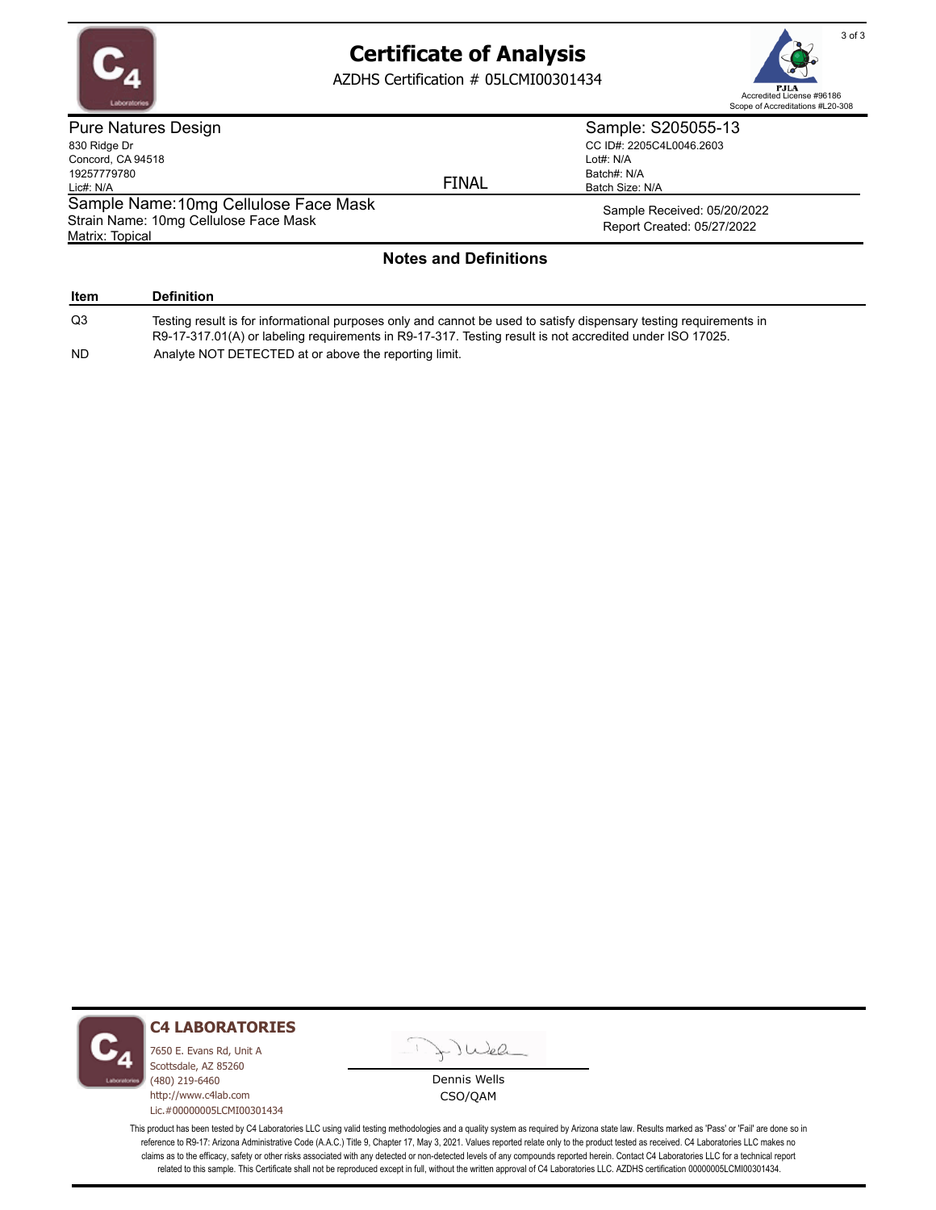# Certificate of Analysis

AZDHS Certification # 05LCMI00301434

Accredited License #96186
Scope of Accreditations #L20-308

Pure Natures Design
830 Ridge Dr
Concord, CA 94518
19257779780
Lic#: N/A

FINAL

Sample: S205055-13
CC ID#: 2205C4L0046.2603
Lot#: N/A
Batch#: N/A
Batch Size: N/A

Sample Name:10mg Cellulose Face Mask
Strain Name: 10mg Cellulose Face Mask
Matrix: Topical

Sample Received: 05/20/2022
Report Created: 05/27/2022

## Notes and Definitions

| Item | Definition |
|---|---|
| Q3 | Testing result is for informational purposes only and cannot be used to satisfy dispensary testing requirements in R9-17-317.01(A) or labeling requirements in R9-17-317. Testing result is not accredited under ISO 17025. |
| ND | Analyte NOT DETECTED at or above the reporting limit. |

**C4 LABORATORIES**
7650 E. Evans Rd, Unit A
Scottsdale, AZ 85260
(480) 219-6460
http://www.c4lab.com
Lic.#00000005LCMI00301434

Dennis Wells
CSO/QAM

This product has been tested by C4 Laboratories LLC using valid testing methodologies and a quality system as required by Arizona state law. Results marked as 'Pass' or 'Fail' are done so in reference to R9-17: Arizona Administrative Code (A.A.C.) Title 9, Chapter 17, May 3, 2021. Values reported relate only to the product tested as received. C4 Laboratories LLC makes no claims as to the efficacy, safety or other risks associated with any detected or non-detected levels of any compounds reported herein. Contact C4 Laboratories LLC for a technical report related to this sample. This Certificate shall not be reproduced except in full, without the written approval of C4 Laboratories LLC. AZDHS certification 00000005LCMI00301434.